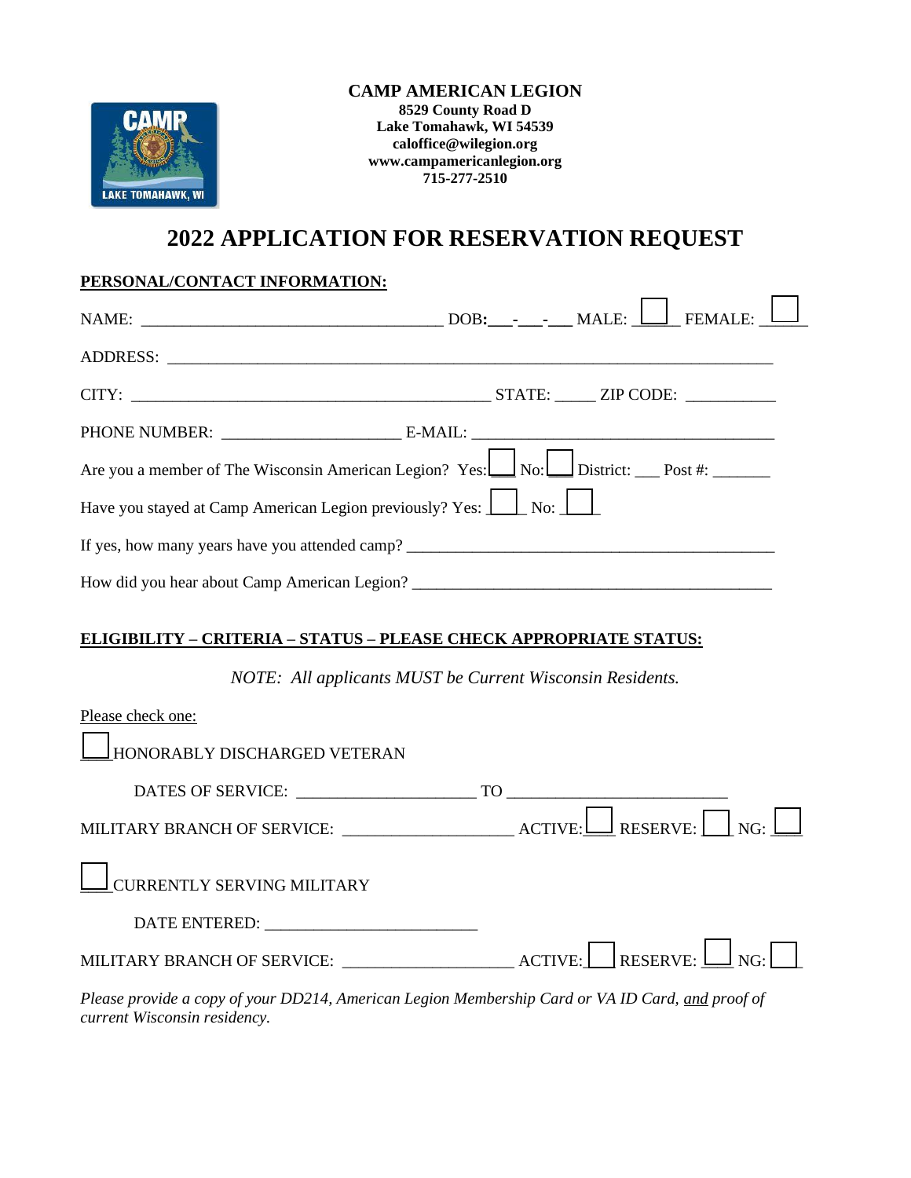**CAMP AMERICAN LEGION**
**8529 County Road D**
**Lake Tomahawk, WI 54539**
**caloffice@wilegion.org**
**www.campamericanlegion.org**
**715-277-2510**

# 2022 APPLICATION FOR RESERVATION REQUEST

**PERSONAL/CONTACT INFORMATION:**

NAME: ____________________________________ DOB: ___-___-___ MALE: ☐ FEMALE: ☐

ADDRESS: ___________________________________________________________________________

CITY: ____________________________________________ STATE: _____ ZIP CODE: ___________

PHONE NUMBER: ______________________ E-MAIL: ______________________________________

Are you a member of The Wisconsin American Legion? Yes: ☐ No: ☐ District: ___ Post #: _______

Have you stayed at Camp American Legion previously? Yes: ☐ No: ☐

If yes, how many years have you attended camp? ______________________________________________

How did you hear about Camp American Legion? ____________________________________________

**ELIGIBILITY – CRITERIA – STATUS – PLEASE CHECK APPROPRIATE STATUS:**

*NOTE: All applicants MUST be Current Wisconsin Residents.*

Please check one:

☐ HONORABLY DISCHARGED VETERAN

DATES OF SERVICE: ______________________ TO ___________________________

MILITARY BRANCH OF SERVICE: _____________________ ACTIVE: ☐ RESERVE: ☐ NG: ☐

☐ CURRENTLY SERVING MILITARY

DATE ENTERED: __________________________

MILITARY BRANCH OF SERVICE: _____________________ ACTIVE: ☐ RESERVE: ☐ NG: ☐

*Please provide a copy of your DD214, American Legion Membership Card or VA ID Card, and proof of current Wisconsin residency.*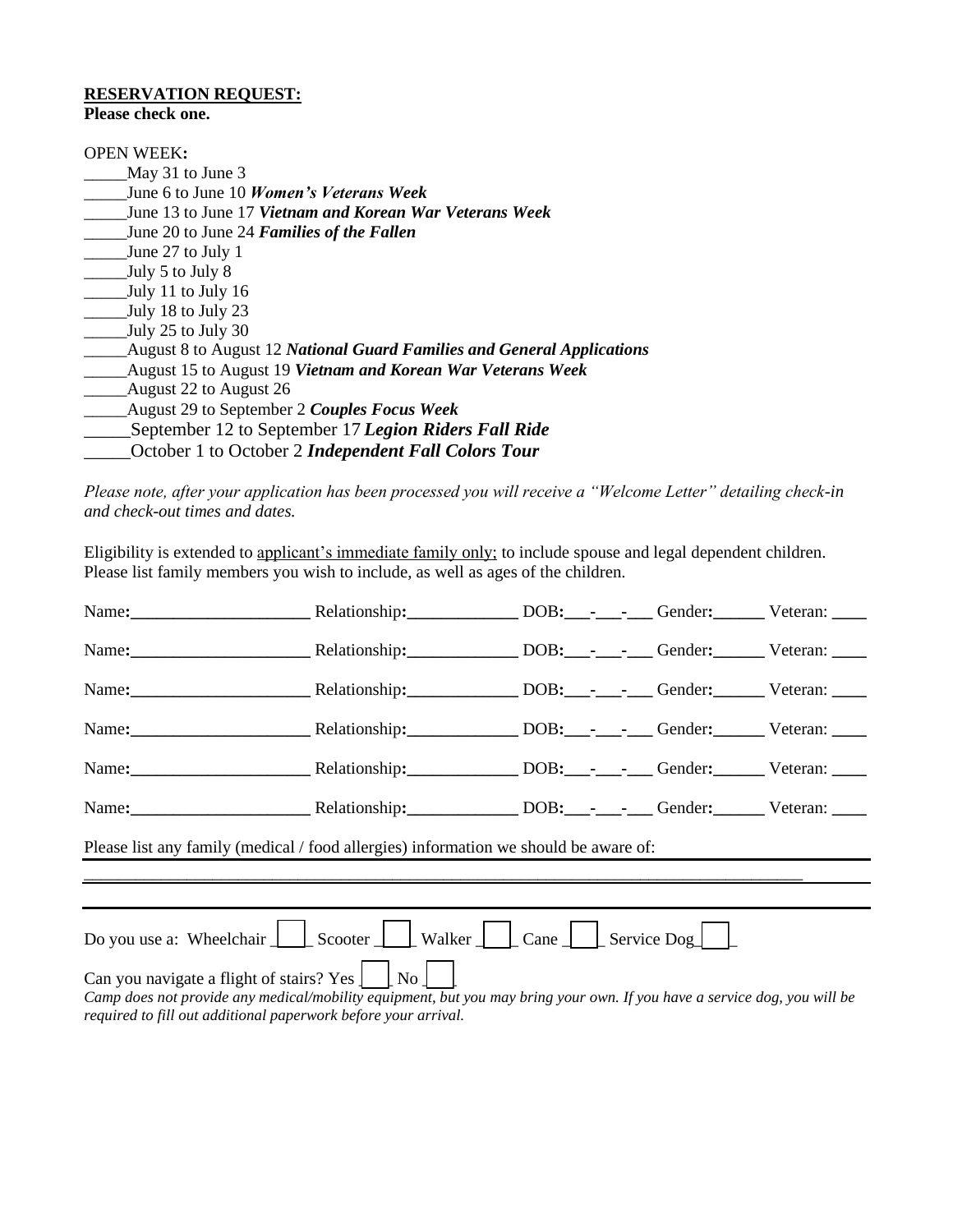**RESERVATION REQUEST:**
**Please check one.**

OPEN WEEK**:**

_____May 31 to June 3
_____June 6 to June 10 ***Women's Veterans Week***
_____June 13 to June 17 ***Vietnam and Korean War Veterans Week***
_____June 20 to June 24 ***Families of the Fallen***
_____June 27 to July 1
_____July 5 to July 8
_____July 11 to July 16
_____July 18 to July 23
_____July 25 to July 30
_____August 8 to August 12 ***National Guard Families and General Applications***
_____August 15 to August 19 ***Vietnam and Korean War Veterans Week***
_____August 22 to August 26
_____August 29 to September 2 ***Couples Focus Week***
_____September 12 to September 17 ***Legion Riders Fall Ride***
_____October 1 to October 2 ***Independent Fall Colors Tour***

*Please note, after your application has been processed you will receive a "Welcome Letter" detailing check-in and check-out times and dates.*

Eligibility is extended to applicant's immediate family only; to include spouse and legal dependent children. Please list family members you wish to include, as well as ages of the children.

Name**:**_____________________ Relationship**:**_____________ DOB**:**___-___-___ Gender**:**______ Veteran: ____

Name**:**_____________________ Relationship**:**_____________ DOB**:**___-___-___ Gender**:**______ Veteran: ____

Name**:**_____________________ Relationship**:**_____________ DOB**:**___-___-___ Gender**:**______ Veteran: ____

Name**:**_____________________ Relationship**:**_____________ DOB**:**___-___-___ Gender**:**______ Veteran: ____

Name**:**_____________________ Relationship**:**_____________ DOB**:**___-___-___ Gender**:**______ Veteran: ____

Name**:**_____________________ Relationship**:**_____________ DOB**:**___-___-___ Gender**:**______ Veteran: ____

Please list any family (medical / food allergies) information we should be aware of:

_____________________________________________________________________________________

Do you use a: Wheelchair ____ Scooter ____ Walker ____ Cane ____ Service Dog____

Can you navigate a flight of stairs? Yes ____ No ____

*Camp does not provide any medical/mobility equipment, but you may bring your own. If you have a service dog, you will be required to fill out additional paperwork before your arrival.*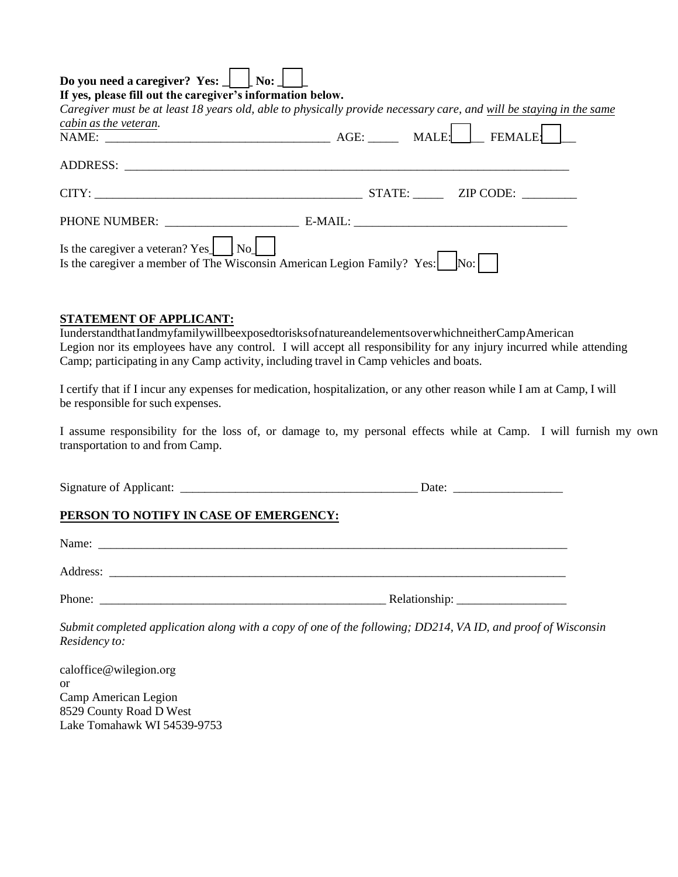**Do you need a caregiver? Yes: ☐ No: ☐**

**If yes, please fill out the caregiver's information below.**

*Caregiver must be at least 18 years old, able to physically provide necessary care, and* *<u>will be staying in the same cabin as the veteran</u>*.

NAME: ____________________________________ AGE: _____ MALE: ☐ FEMALE: ☐

ADDRESS: ____________________________________________________________________________

CITY: ____________________________________________ STATE: _____ ZIP CODE: _________

PHONE NUMBER: _____________________ E-MAIL: __________________________________

Is the caregiver a veteran? Yes ☐ No ☐

Is the caregiver a member of The Wisconsin American Legion Family? Yes: ☐ No: ☐

**<u>STATEMENT OF APPLICANT:</u>**

I understand that I and my family will be exposed to risks of nature and elements over which neither Camp American Legion nor its employees have any control. I will accept all responsibility for any injury incurred while attending Camp; participating in any Camp activity, including travel in Camp vehicles and boats.

I certify that if I incur any expenses for medication, hospitalization, or any other reason while I am at Camp, I will be responsible for such expenses.

I assume responsibility for the loss of, or damage to, my personal effects while at Camp. I will furnish my own transportation to and from Camp.

Signature of Applicant: _______________________________________ Date: __________________

**<u>PERSON TO NOTIFY IN CASE OF EMERGENCY:</u>**

Name: ________________________________________________________________________________

Address: ______________________________________________________________________________

Phone: ________________________________________________ Relationship: __________________

*Submit completed application along with a copy of one of the following; DD214, VA ID, and proof of Wisconsin Residency to:*

caloffice@wilegion.org
or
Camp American Legion
8529 County Road D West
Lake Tomahawk WI 54539-9753